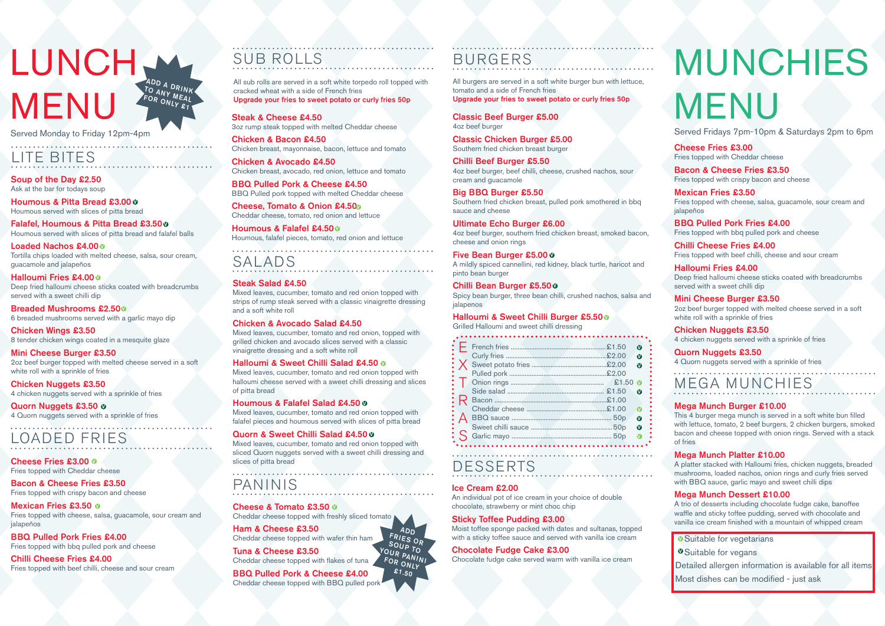# LUNCH MENU

ADD A DRINK TO ANY MEAL FOR ONLY £1

Served Monday to Friday 12pm-4pm

## LITE BITES

**Soup of the Day £2.50**
Ask at the bar for todays soup

**Houmous & Pitta Bread £3.00** (vegan)
Houmous served with slices of pitta bread

**Falafel, Houmous & Pitta Bread £3.50** (vegan)
Houmous served with slices of pitta bread and falafel balls

**Loaded Nachos £4.00** (vegetarian)
Tortilla chips loaded with melted cheese, salsa, sour cream, guacamole and jalapeños

**Halloumi Fries £4.00** (vegetarian)
Deep fried halloumi cheese sticks coated with breadcrumbs served with a sweet chilli dip

**Breaded Mushrooms £2.50** (vegetarian)
6 breaded mushrooms served with a garlic mayo dip

**Chicken Wings £3.50**
8 tender chicken wings coated in a mesquite glaze

**Mini Cheese Burger £3.50**
2oz beef burger topped with melted cheese served in a soft white roll with a sprinkle of fries

**Chicken Nuggets £3.50**
4 chicken nuggets served with a sprinkle of fries

**Quorn Nuggets £3.50** (vegan)
4 Quorn nuggets served with a sprinkle of fries

## LOADED FRIES

**Cheese Fries £3.00** (vegetarian)
Fries topped with Cheddar cheese

**Bacon & Cheese Fries £3.50**
Fries topped with crispy bacon and cheese

**Mexican Fries £3.50** (vegetarian)
Fries topped with cheese, salsa, guacamole, sour cream and jalapeños

**BBQ Pulled Pork Fries £4.00**
Fries topped with bbq pulled pork and cheese

**Chilli Cheese Fries £4.00**
Fries topped with beef chilli, cheese and sour cream

## SUB ROLLS

All sub rolls are served in a soft white torpedo roll topped with cracked wheat with a side of French fries
**Upgrade your fries to sweet potato or curly fries 50p**

**Steak & Cheese £4.50**
3oz rump steak topped with melted Cheddar cheese

**Chicken & Bacon £4.50**
Chicken breast, mayonnaise, bacon, lettuce and tomato

**Chicken & Avocado £4.50**
Chicken breast, avocado, red onion, lettuce and tomato

**BBQ Pulled Pork & Cheese £4.50**
BBQ Pulled pork topped with melted Cheddar cheese

**Cheese, Tomato & Onion £4.50** (vegetarian)
Cheddar cheese, tomato, red onion and lettuce

**Houmous & Falafel £4.50** (vegetarian)
Houmous, falafel pieces, tomato, red onion and lettuce

## SALADS

**Steak Salad £4.50**
Mixed leaves, cucumber, tomato and red onion topped with strips of rump steak served with a classic vinaigrette dressing and a soft white roll

**Chicken & Avocado Salad £4.50**
Mixed leaves, cucumber, tomato and red onion, topped with grilled chicken and avocado slices served with a classic vinaigrette dressing and a soft white roll

**Halloumi & Sweet Chilli Salad £4.50** (vegetarian)
Mixed leaves, cucumber, tomato and red onion topped with halloumi cheese served with a sweet chilli dressing and slices of pitta bread

**Houmous & Falafel Salad £4.50** (vegan)
Mixed leaves, cucumber, tomato and red onion topped with falafel pieces and houmous served with slices of pitta bread

**Quorn & Sweet Chilli Salad £4.50** (vegan)
Mixed leaves, cucumber, tomato and red onion topped with sliced Quorn nuggets served with a sweet chilli dressing and slices of pitta bread

## PANINIS

**Cheese & Tomato £3.50** (vegetarian)
Cheddar cheese topped with freshly sliced tomato

**Ham & Cheese £3.50**
Cheddar cheese topped with wafer thin ham

**Tuna & Cheese £3.50**
Cheddar cheese topped with flakes of tuna

**BBQ Pulled Pork & Cheese £4.00**
Cheddar cheese topped with BBQ pulled pork

ADD FRIES OR SOUP TO YOUR PANINI FOR ONLY £1.50

## BURGERS

All burgers are served in a soft white burger bun with lettuce, tomato and a side of French fries
**Upgrade your fries to sweet potato or curly fries 50p**

**Classic Beef Burger £5.00**
4oz beef burger

**Classic Chicken Burger £5.00**
Southern fried chicken breast burger

**Chilli Beef Burger £5.50**
4oz beef burger, beef chilli, cheese, crushed nachos, sour cream and guacamole

**Big BBQ Burger £5.50**
Southern fried chicken breast, pulled pork smothered in bbq sauce and cheese

**Ultimate Echo Burger £6.00**
4oz beef burger, southern fried chicken breast, smoked bacon, cheese and onion rings

**Five Bean Burger £5.00** (vegan)
A mildly spiced cannellini, red kidney, black turtle, haricot and pinto bean burger

**Chilli Bean Burger £5.50** (vegan)
Spicy bean burger, three bean chilli, crushed nachos, salsa and jalapenos

**Halloumi & Sweet Chilli Burger £5.50** (vegetarian)
Grilled Halloumi and sweet chilli dressing

## EXTRAS

| Item | Price | |
|---|---|---|
| French fries | £1.50 | vegan |
| Curly fries | £2.00 | vegan |
| Sweet potato fries | £2.00 | vegan |
| Pulled pork | £2.00 | |
| Onion rings | £1.50 | vegetarian |
| Side salad | £1.50 | vegan |
| Bacon | £1.00 | |
| Cheddar cheese | £1.00 | vegetarian |
| BBQ sauce | 50p | vegan |
| Sweet chilli sauce | 50p | vegan |
| Garlic mayo | 50p | vegetarian |

## DESSERTS

**Ice Cream £2.00**
An individual pot of ice cream in your choice of double chocolate, strawberry or mint choc chip

**Sticky Toffee Pudding £3.00**
Moist toffee sponge packed with dates and sultanas, topped with a sticky toffee sauce and served with vanilla ice cream

**Chocolate Fudge Cake £3.00**
Chocolate fudge cake served warm with vanilla ice cream

# MUNCHIES MENU

Served Fridays 7pm-10pm & Saturdays 2pm to 6pm

**Cheese Fries £3.00**
Fries topped with Cheddar cheese

**Bacon & Cheese Fries £3.50**
Fries topped with crispy bacon and cheese

**Mexican Fries £3.50**
Fries topped with cheese, salsa, guacamole, sour cream and jalapeños

**BBQ Pulled Pork Fries £4.00**
Fries topped with bbq pulled pork and cheese

**Chilli Cheese Fries £4.00**
Fries topped with beef chilli, cheese and sour cream

**Halloumi Fries £4.00**
Deep fried halloumi cheese sticks coated with breadcrumbs served with a sweet chilli dip

**Mini Cheese Burger £3.50**
2oz beef burger topped with melted cheese served in a soft white roll with a sprinkle of fries

**Chicken Nuggets £3.50**
4 chicken nuggets served with a sprinkle of fries

**Quorn Nuggets £3.50**
4 Quorn nuggets served with a sprinkle of fries

## MEGA MUNCHIES

**Mega Munch Burger £10.00**
This 4 burger mega munch is served in a soft white bun filled with lettuce, tomato, 2 beef burgers, 2 chicken burgers, smoked bacon and cheese topped with onion rings. Served with a stack of fries

**Mega Munch Platter £10.00**
A platter stacked with Halloumi fries, chicken nuggets, breaded mushrooms, loaded nachos, onion rings and curly fries served with BBQ sauce, garlic mayo and sweet chilli dips

**Mega Munch Dessert £10.00**
A trio of desserts including chocolate fudge cake, banoffee waffle and sticky toffee pudding, served with chocolate and vanilla ice cream finished with a mountain of whipped cream

---

(vegetarian) Suitable for vegetarians
(vegan) Suitable for vegans
Detailed allergen information is available for all items
Most dishes can be modified - just ask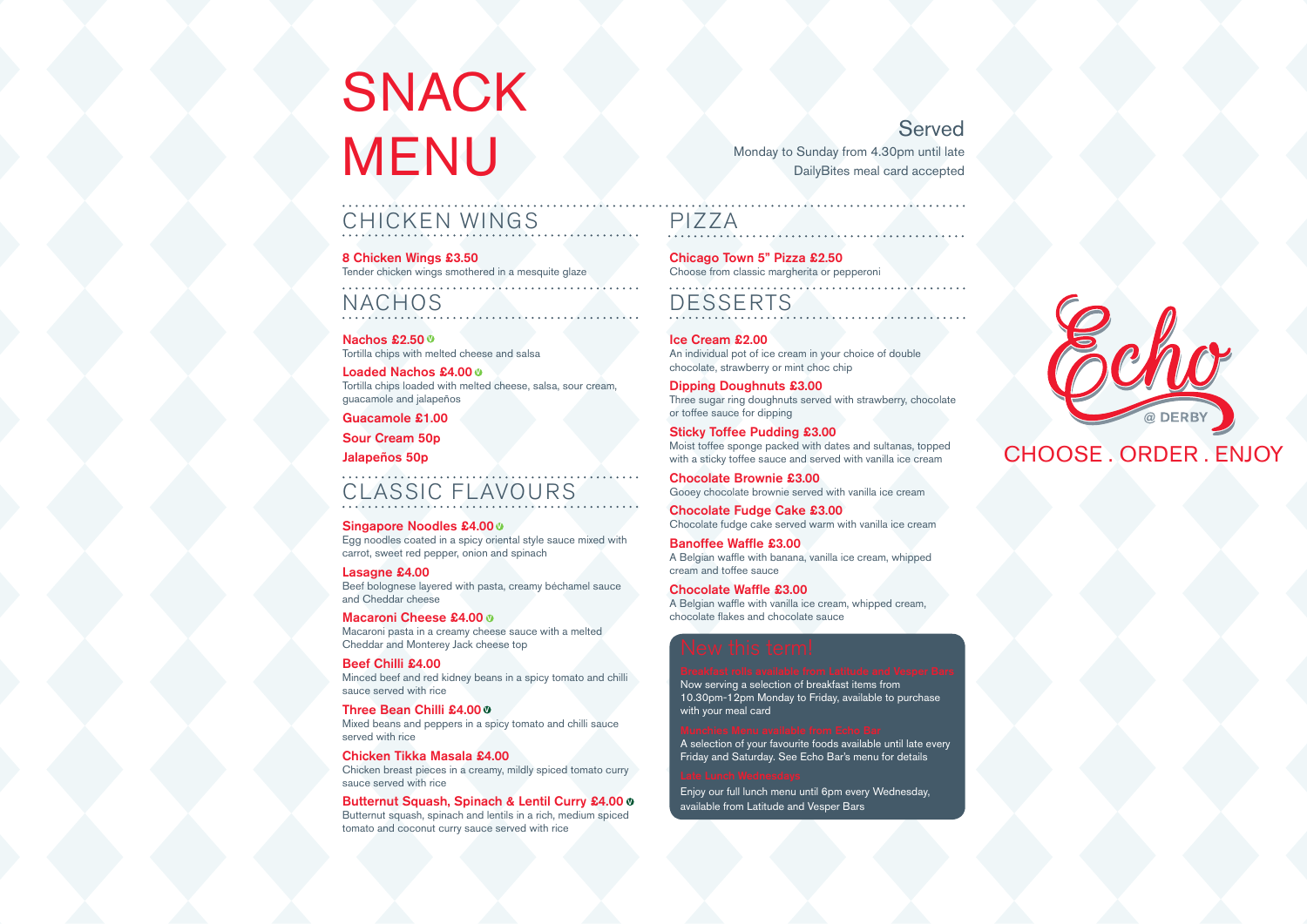# SNACK MENU

## Served

Monday to Sunday from 4.30pm until late
DailyBites meal card accepted

## CHICKEN WINGS

**8 Chicken Wings £3.50**
Tender chicken wings smothered in a mesquite glaze

## NACHOS

**Nachos £2.50** V
Tortilla chips with melted cheese and salsa

**Loaded Nachos £4.00** V
Tortilla chips loaded with melted cheese, salsa, sour cream, guacamole and jalapeños

**Guacamole £1.00**

**Sour Cream 50p**

**Jalapeños 50p**

## CLASSIC FLAVOURS

**Singapore Noodles £4.00** V
Egg noodles coated in a spicy oriental style sauce mixed with carrot, sweet red pepper, onion and spinach

**Lasagne £4.00**
Beef bolognese layered with pasta, creamy béchamel sauce and Cheddar cheese

**Macaroni Cheese £4.00** V
Macaroni pasta in a creamy cheese sauce with a melted Cheddar and Monterey Jack cheese top

**Beef Chilli £4.00**
Minced beef and red kidney beans in a spicy tomato and chilli sauce served with rice

**Three Bean Chilli £4.00** V
Mixed beans and peppers in a spicy tomato and chilli sauce served with rice

**Chicken Tikka Masala £4.00**
Chicken breast pieces in a creamy, mildly spiced tomato curry sauce served with rice

**Butternut Squash, Spinach & Lentil Curry £4.00** V
Butternut squash, spinach and lentils in a rich, medium spiced tomato and coconut curry sauce served with rice

## PIZZA

**Chicago Town 5" Pizza £2.50**
Choose from classic margherita or pepperoni

## DESSERTS

**Ice Cream £2.00**
An individual pot of ice cream in your choice of double chocolate, strawberry or mint choc chip

**Dipping Doughnuts £3.00**
Three sugar ring doughnuts served with strawberry, chocolate or toffee sauce for dipping

**Sticky Toffee Pudding £3.00**
Moist toffee sponge packed with dates and sultanas, topped with a sticky toffee sauce and served with vanilla ice cream

**Chocolate Brownie £3.00**
Gooey chocolate brownie served with vanilla ice cream

**Chocolate Fudge Cake £3.00**
Chocolate fudge cake served warm with vanilla ice cream

**Banoffee Waffle £3.00**
A Belgian waffle with banana, vanilla ice cream, whipped cream and toffee sauce

**Chocolate Waffle £3.00**
A Belgian waffle with vanilla ice cream, whipped cream, chocolate flakes and chocolate sauce

## New this term!

**Breakfast rolls available from Latitude and Vesper Bars**
Now serving a selection of breakfast items from 10.30pm-12pm Monday to Friday, available to purchase with your meal card

**Munchies Menu available from Echo Bar**
A selection of your favourite foods available until late every Friday and Saturday. See Echo Bar's menu for details

**Late Lunch Wednesdays**
Enjoy our full lunch menu until 6pm every Wednesday, available from Latitude and Vesper Bars

Echo @ DERBY

CHOOSE . ORDER . ENJOY